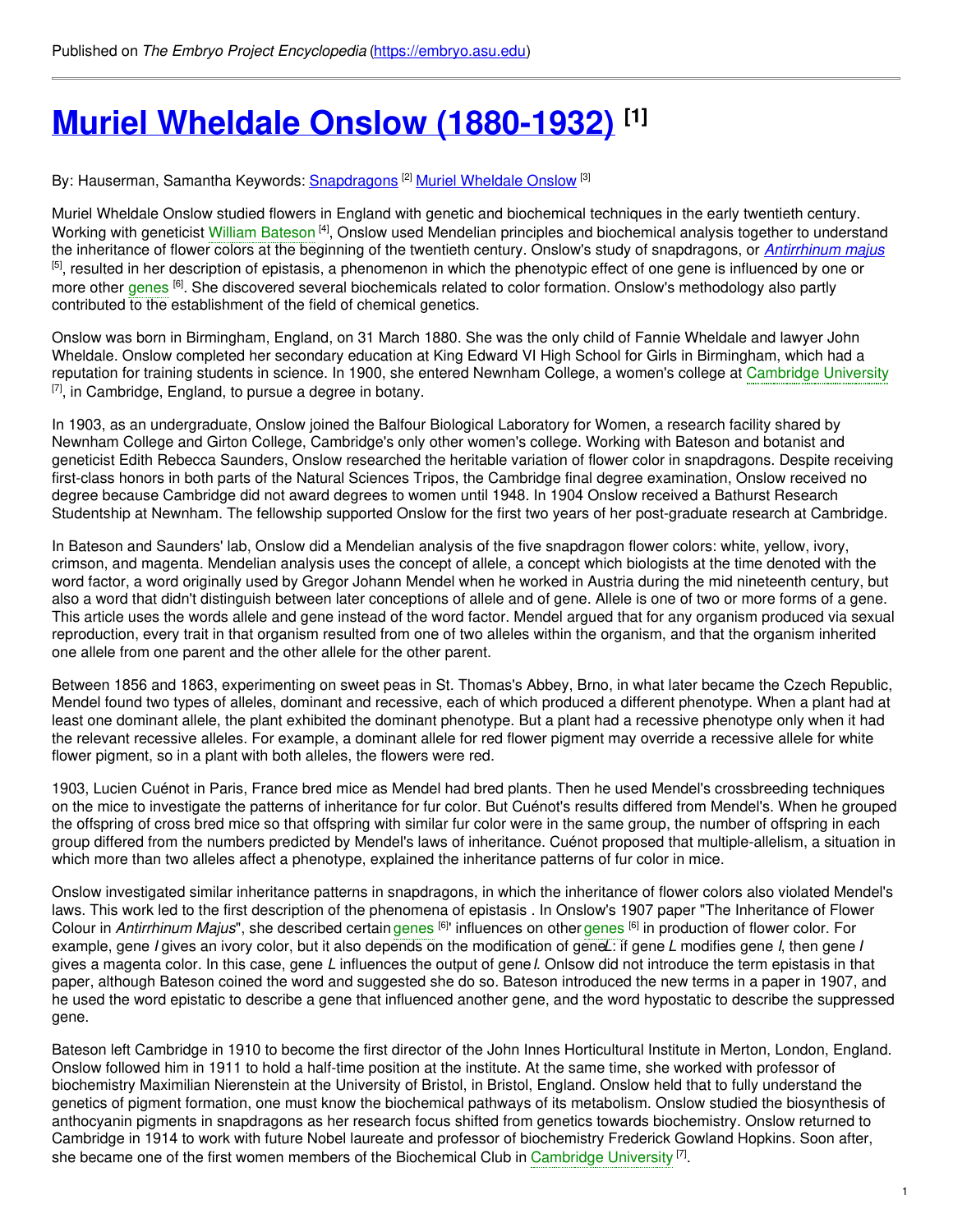Published on *The Embryo Project Encyclopedia* (https://embryo.asu.edu)

# Muriel Wheldale Onslow (1880-1932) [1]

By: Hauserman, Samantha Keywords: Snapdragons [2] Muriel Wheldale Onslow [3]

Muriel Wheldale Onslow studied flowers in England with genetic and biochemical techniques in the early twentieth century. Working with geneticist William Bateson [4], Onslow used Mendelian principles and biochemical analysis together to understand the inheritance of flower colors at the beginning of the twentieth century. Onslow's study of snapdragons, or *Antirrhinum majus* [5], resulted in her description of epistasis, a phenomenon in which the phenotypic effect of one gene is influenced by one or more other genes [6]. She discovered several biochemicals related to color formation. Onslow's methodology also partly contributed to the establishment of the field of chemical genetics.

Onslow was born in Birmingham, England, on 31 March 1880. She was the only child of Fannie Wheldale and lawyer John Wheldale. Onslow completed her secondary education at King Edward VI High School for Girls in Birmingham, which had a reputation for training students in science. In 1900, she entered Newnham College, a women's college at Cambridge University [7], in Cambridge, England, to pursue a degree in botany.

In 1903, as an undergraduate, Onslow joined the Balfour Biological Laboratory for Women, a research facility shared by Newnham College and Girton College, Cambridge's only other women's college. Working with Bateson and botanist and geneticist Edith Rebecca Saunders, Onslow researched the heritable variation of flower color in snapdragons. Despite receiving first-class honors in both parts of the Natural Sciences Tripos, the Cambridge final degree examination, Onslow received no degree because Cambridge did not award degrees to women until 1948. In 1904 Onslow received a Bathurst Research Studentship at Newnham. The fellowship supported Onslow for the first two years of her post-graduate research at Cambridge.

In Bateson and Saunders' lab, Onslow did a Mendelian analysis of the five snapdragon flower colors: white, yellow, ivory, crimson, and magenta. Mendelian analysis uses the concept of allele, a concept which biologists at the time denoted with the word factor, a word originally used by Gregor Johann Mendel when he worked in Austria during the mid nineteenth century, but also a word that didn't distinguish between later conceptions of allele and of gene. Allele is one of two or more forms of a gene. This article uses the words allele and gene instead of the word factor. Mendel argued that for any organism produced via sexual reproduction, every trait in that organism resulted from one of two alleles within the organism, and that the organism inherited one allele from one parent and the other allele for the other parent.

Between 1856 and 1863, experimenting on sweet peas in St. Thomas's Abbey, Brno, in what later became the Czech Republic, Mendel found two types of alleles, dominant and recessive, each of which produced a different phenotype. When a plant had at least one dominant allele, the plant exhibited the dominant phenotype. But a plant had a recessive phenotype only when it had the relevant recessive alleles. For example, a dominant allele for red flower pigment may override a recessive allele for white flower pigment, so in a plant with both alleles, the flowers were red.

1903, Lucien Cuénot in Paris, France bred mice as Mendel had bred plants. Then he used Mendel's crossbreeding techniques on the mice to investigate the patterns of inheritance for fur color. But Cuénot's results differed from Mendel's. When he grouped the offspring of cross bred mice so that offspring with similar fur color were in the same group, the number of offspring in each group differed from the numbers predicted by Mendel's laws of inheritance. Cuénot proposed that multiple-allelism, a situation in which more than two alleles affect a phenotype, explained the inheritance patterns of fur color in mice.

Onslow investigated similar inheritance patterns in snapdragons, in which the inheritance of flower colors also violated Mendel's laws. This work led to the first description of the phenomena of epistasis . In Onslow's 1907 paper "The Inheritance of Flower Colour in *Antirrhinum Majus*", she described certain genes [6]' influences on other genes [6] in production of flower color. For example, gene *I* gives an ivory color, but it also depends on the modification of gene *L*: if gene *L* modifies gene *I*, then gene *I* gives a magenta color. In this case, gene *L* influences the output of gene *I*. Onlsow did not introduce the term epistasis in that paper, although Bateson coined the word and suggested she do so. Bateson introduced the new terms in a paper in 1907, and he used the word epistatic to describe a gene that influenced another gene, and the word hypostatic to describe the suppressed gene.

Bateson left Cambridge in 1910 to become the first director of the John Innes Horticultural Institute in Merton, London, England. Onslow followed him in 1911 to hold a half-time position at the institute. At the same time, she worked with professor of biochemistry Maximilian Nierenstein at the University of Bristol, in Bristol, England. Onslow held that to fully understand the genetics of pigment formation, one must know the biochemical pathways of its metabolism. Onslow studied the biosynthesis of anthocyanin pigments in snapdragons as her research focus shifted from genetics towards biochemistry. Onslow returned to Cambridge in 1914 to work with future Nobel laureate and professor of biochemistry Frederick Gowland Hopkins. Soon after, she became one of the first women members of the Biochemical Club in Cambridge University [7].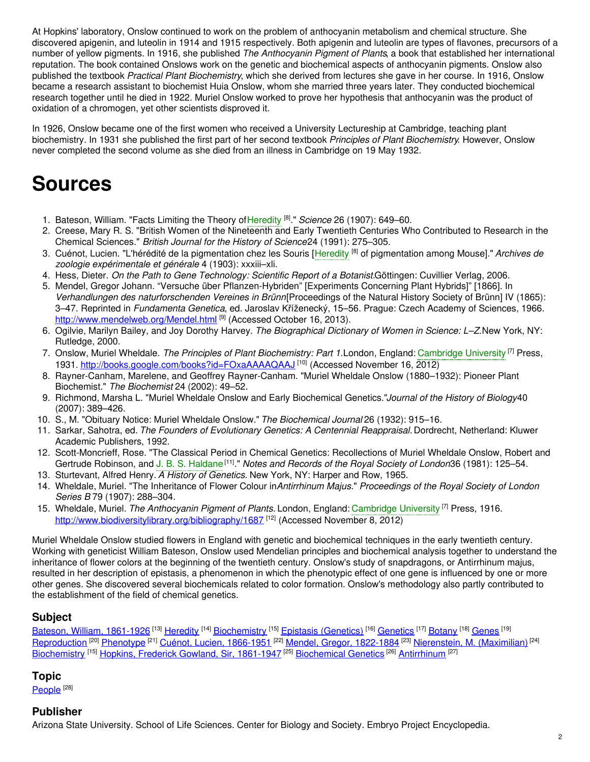At Hopkins' laboratory, Onslow continued to work on the problem of anthocyanin metabolism and chemical structure. She discovered apigenin, and luteolin in 1914 and 1915 respectively. Both apigenin and luteolin are types of flavones, precursors of a number of yellow pigments. In 1916, she published *The Anthocyanin Pigment of Plants*, a book that established her international reputation. The book contained Onslows work on the genetic and biochemical aspects of anthocyanin pigments. Onslow also published the textbook *Practical Plant Biochemistry*, which she derived from lectures she gave in her course. In 1916, Onslow became a research assistant to biochemist Huia Onslow, whom she married three years later. They conducted biochemical research together until he died in 1922. Muriel Onslow worked to prove her hypothesis that anthocyanin was the product of oxidation of a chromogen, yet other scientists disproved it.

In 1926, Onslow became one of the first women who received a University Lectureship at Cambridge, teaching plant biochemistry. In 1931 she published the first part of her second textbook *Principles of Plant Biochemistry*. However, Onslow never completed the second volume as she died from an illness in Cambridge on 19 May 1932.

# Sources

1. Bateson, William. "Facts Limiting the Theory of Heredity [8]." *Science* 26 (1907): 649–60.
2. Creese, Mary R. S. "British Women of the Nineteenth and Early Twentieth Centuries Who Contributed to Research in the Chemical Sciences." *British Journal for the History of Science* 24 (1991): 275–305.
3. Cuénot, Lucien. "L'hérédité de la pigmentation chez les Souris [Heredity [8] of pigmentation among Mouse]." *Archives de zoologie expérimentale et générale* 4 (1903): xxxiii–xli.
4. Hess, Dieter. *On the Path to Gene Technology: Scientific Report of a Botanist.* Göttingen: Cuvillier Verlag, 2006.
5. Mendel, Gregor Johann. "Versuche über Pflanzen-Hybriden" [Experiments Concerning Plant Hybrids]" [1866]. In *Verhandlungen des naturforschenden Vereines in Brünn* [Proceedings of the Natural History Society of Brünn] IV (1865): 3–47. Reprinted in *Fundamenta Genetica*, ed. Jaroslav Kříženecký, 15–56. Prague: Czech Academy of Sciences, 1966. http://www.mendelweb.org/Mendel.html [9] (Accessed October 16, 2013).
6. Ogilvie, Marilyn Bailey, and Joy Dorothy Harvey. *The Biographical Dictionary of Women in Science: L–Z.* New York, NY: Rutledge, 2000.
7. Onslow, Muriel Wheldale. *The Principles of Plant Biochemistry: Part 1.* London, England: Cambridge University [7] Press, 1931. http://books.google.com/books?id=FOxaAAAAQAAJ [10] (Accessed November 16, 2012)
8. Rayner-Canham, Marelene, and Geoffrey Rayner-Canham. "Muriel Wheldale Onslow (1880–1932): Pioneer Plant Biochemist." *The Biochemist* 24 (2002): 49–52.
9. Richmond, Marsha L. "Muriel Wheldale Onslow and Early Biochemical Genetics." *Journal of the History of Biology* 40 (2007): 389–426.
10. S., M. "Obituary Notice: Muriel Wheldale Onslow." *The Biochemical Journal* 26 (1932): 915–16.
11. Sarkar, Sahotra, ed. *The Founders of Evolutionary Genetics: A Centennial Reappraisal.* Dordrecht, Netherland: Kluwer Academic Publishers, 1992.
12. Scott-Moncrieff, Rose. "The Classical Period in Chemical Genetics: Recollections of Muriel Wheldale Onslow, Robert and Gertrude Robinson, and J. B. S. Haldane [11]." *Notes and Records of the Royal Society of London* 36 (1981): 125–54.
13. Sturtevant, Alfred Henry. *A History of Genetics.* New York, NY: Harper and Row, 1965.
14. Wheldale, Muriel. "The Inheritance of Flower Colour in *Antirrhinum Majus*." *Proceedings of the Royal Society of London Series B* 79 (1907): 288–304.
15. Wheldale, Muriel. *The Anthocyanin Pigment of Plants.* London, England: Cambridge University [7] Press, 1916. http://www.biodiversitylibrary.org/bibliography/1687 [12] (Accessed November 8, 2012)

Muriel Wheldale Onslow studied flowers in England with genetic and biochemical techniques in the early twentieth century. Working with geneticist William Bateson, Onslow used Mendelian principles and biochemical analysis together to understand the inheritance of flower colors at the beginning of the twentieth century. Onslow's study of snapdragons, or Antirrhinum majus, resulted in her description of epistasis, a phenomenon in which the phenotypic effect of one gene is influenced by one or more other genes. She discovered several biochemicals related to color formation. Onslow's methodology also partly contributed to the establishment of the field of chemical genetics.

## Subject

Bateson, William, 1861-1926 [13] Heredity [14] Biochemistry [15] Epistasis (Genetics) [16] Genetics [17] Botany [18] Genes [19] Reproduction [20] Phenotype [21] Cuénot, Lucien, 1866-1951 [22] Mendel, Gregor, 1822-1884 [23] Nierenstein, M. (Maximilian) [24] Biochemistry [15] Hopkins, Frederick Gowland, Sir, 1861-1947 [25] Biochemical Genetics [26] Antirrhinum [27]

## Topic

People [28]

## Publisher

Arizona State University. School of Life Sciences. Center for Biology and Society. Embryo Project Encyclopedia.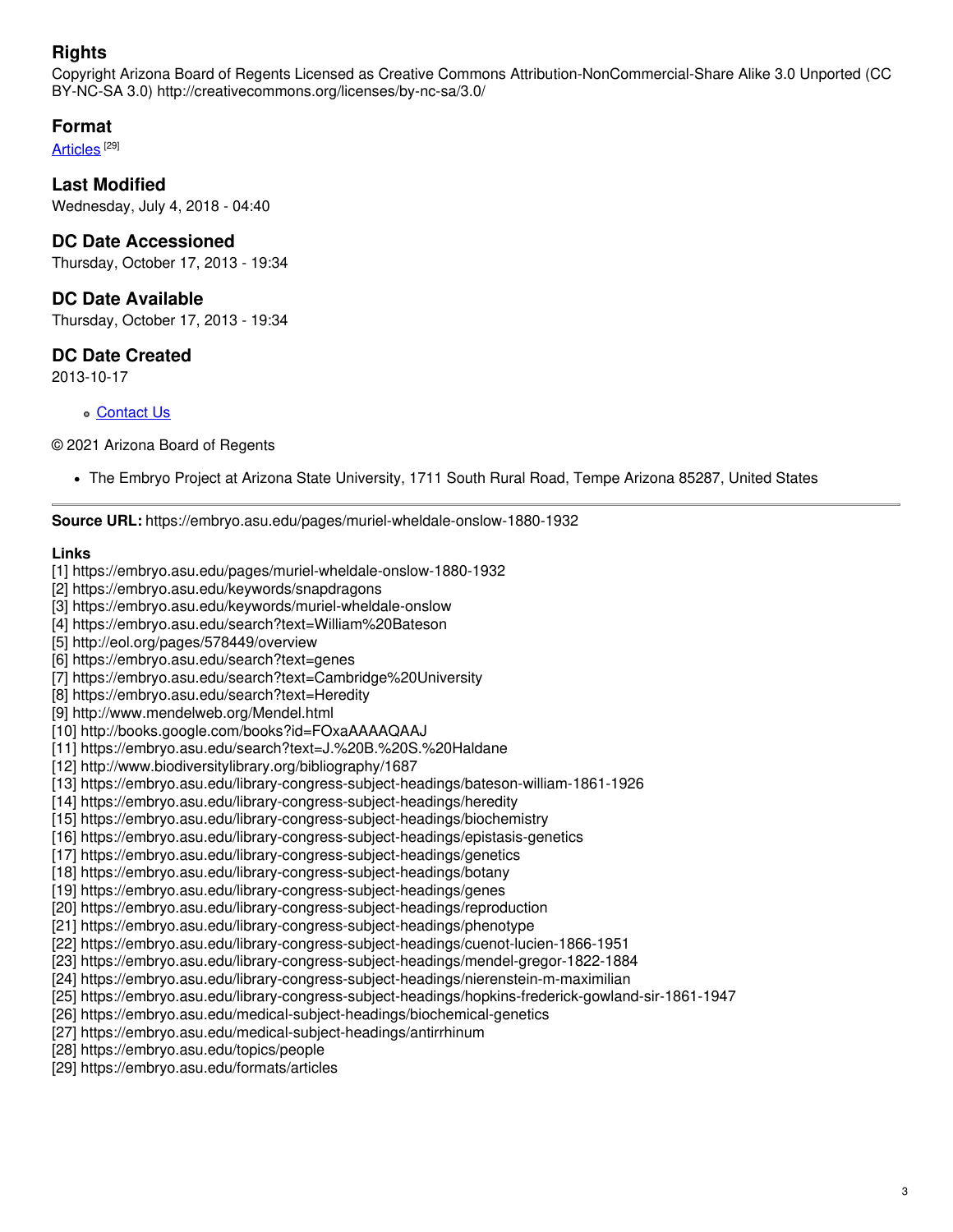## Rights

Copyright Arizona Board of Regents Licensed as Creative Commons Attribution-NonCommercial-Share Alike 3.0 Unported (CC BY-NC-SA 3.0) http://creativecommons.org/licenses/by-nc-sa/3.0/

## Format

Articles [29]

## Last Modified

Wednesday, July 4, 2018 - 04:40

## DC Date Accessioned

Thursday, October 17, 2013 - 19:34

## DC Date Available

Thursday, October 17, 2013 - 19:34

## DC Date Created

2013-10-17

- Contact Us

© 2021 Arizona Board of Regents

- The Embryo Project at Arizona State University, 1711 South Rural Road, Tempe Arizona 85287, United States

---

**Source URL:** https://embryo.asu.edu/pages/muriel-wheldale-onslow-1880-1932

**Links**

[1] https://embryo.asu.edu/pages/muriel-wheldale-onslow-1880-1932
[2] https://embryo.asu.edu/keywords/snapdragons
[3] https://embryo.asu.edu/keywords/muriel-wheldale-onslow
[4] https://embryo.asu.edu/search?text=William%20Bateson
[5] http://eol.org/pages/578449/overview
[6] https://embryo.asu.edu/search?text=genes
[7] https://embryo.asu.edu/search?text=Cambridge%20University
[8] https://embryo.asu.edu/search?text=Heredity
[9] http://www.mendelweb.org/Mendel.html
[10] http://books.google.com/books?id=FOxaAAAAQAAJ
[11] https://embryo.asu.edu/search?text=J.%20B.%20S.%20Haldane
[12] http://www.biodiversitylibrary.org/bibliography/1687
[13] https://embryo.asu.edu/library-congress-subject-headings/bateson-william-1861-1926
[14] https://embryo.asu.edu/library-congress-subject-headings/heredity
[15] https://embryo.asu.edu/library-congress-subject-headings/biochemistry
[16] https://embryo.asu.edu/library-congress-subject-headings/epistasis-genetics
[17] https://embryo.asu.edu/library-congress-subject-headings/genetics
[18] https://embryo.asu.edu/library-congress-subject-headings/botany
[19] https://embryo.asu.edu/library-congress-subject-headings/genes
[20] https://embryo.asu.edu/library-congress-subject-headings/reproduction
[21] https://embryo.asu.edu/library-congress-subject-headings/phenotype
[22] https://embryo.asu.edu/library-congress-subject-headings/cuenot-lucien-1866-1951
[23] https://embryo.asu.edu/library-congress-subject-headings/mendel-gregor-1822-1884
[24] https://embryo.asu.edu/library-congress-subject-headings/nierenstein-m-maximilian
[25] https://embryo.asu.edu/library-congress-subject-headings/hopkins-frederick-gowland-sir-1861-1947
[26] https://embryo.asu.edu/medical-subject-headings/biochemical-genetics
[27] https://embryo.asu.edu/medical-subject-headings/antirrhinum
[28] https://embryo.asu.edu/topics/people
[29] https://embryo.asu.edu/formats/articles